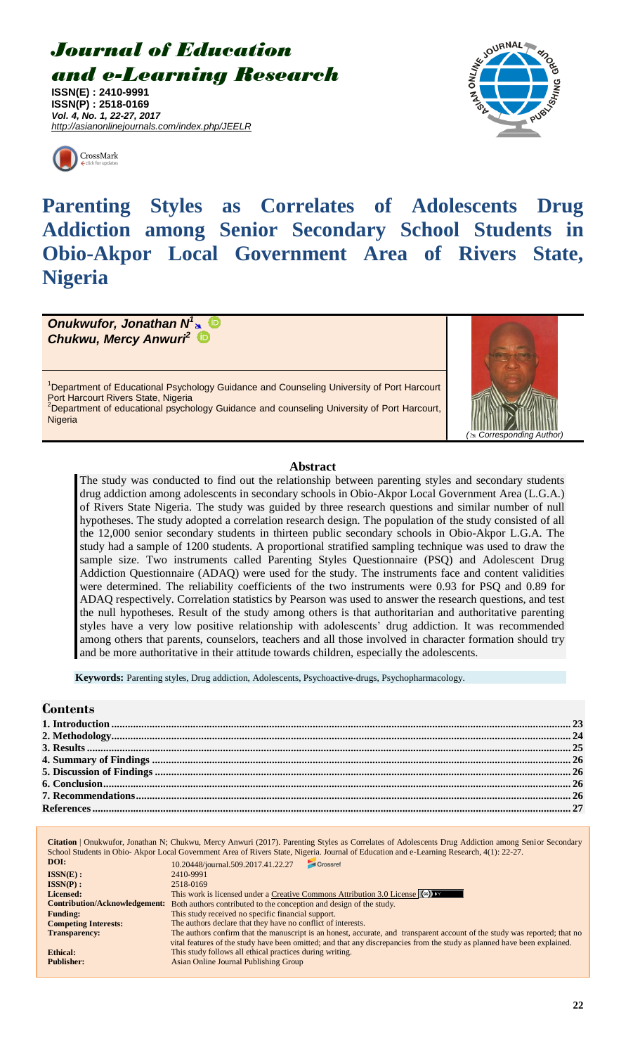# Journal of Education and e-Learning Research

**ISSN(E) : 2410-9991**
**ISSN(P) : 2518-0169**
*Vol. 4, No. 1, 22-27, 2017*
*http://asianonlinejournals.com/index.php/JEELR*

# Parenting Styles as Correlates of Adolescents Drug Addiction among Senior Secondary School Students in Obio-Akpor Local Government Area of Rivers State, Nigeria

***Onukwufor, Jonathan N[1]***
***Chukwu, Mercy Anwuri[2]***

[1]Department of Educational Psychology Guidance and Counseling University of Port Harcourt Port Harcourt Rivers State, Nigeria
[2]Department of educational psychology Guidance and counseling University of Port Harcourt, Nigeria

(Corresponding Author)

## Abstract

The study was conducted to find out the relationship between parenting styles and secondary students drug addiction among adolescents in secondary schools in Obio-Akpor Local Government Area (L.G.A.) of Rivers State Nigeria. The study was guided by three research questions and similar number of null hypotheses. The study adopted a correlation research design. The population of the study consisted of all the 12,000 senior secondary students in thirteen public secondary schools in Obio-Akpor L.G.A. The study had a sample of 1200 students. A proportional stratified sampling technique was used to draw the sample size. Two instruments called Parenting Styles Questionnaire (PSQ) and Adolescent Drug Addiction Questionnaire (ADAQ) were used for the study. The instruments face and content validities were determined. The reliability coefficients of the two instruments were 0.93 for PSQ and 0.89 for ADAQ respectively. Correlation statistics by Pearson was used to answer the research questions, and test the null hypotheses. Result of the study among others is that authoritarian and authoritative parenting styles have a very low positive relationship with adolescents' drug addiction. It was recommended among others that parents, counselors, teachers and all those involved in character formation should try and be more authoritative in their attitude towards children, especially the adolescents.

**Keywords:** Parenting styles, Drug addiction, Adolescents, Psychoactive-drugs, Psychopharmacology.

## Contents

1. Introduction ..... 23
2. Methodology ..... 24
3. Results ..... 25
4. Summary of Findings ..... 26
5. Discussion of Findings ..... 26
6. Conclusion ..... 26
7. Recommendations ..... 26
References ..... 27

**Citation** | Onukwufor, Jonathan N; Chukwu, Mercy Anwuri (2017). Parenting Styles as Correlates of Adolescents Drug Addiction among Senior Secondary School Students in Obio- Akpor Local Government Area of Rivers State, Nigeria. Journal of Education and e-Learning Research, 4(1): 22-27.

| | |
|---|---|
| **DOI:** | 10.20448/journal.509.2017.41.22.27 |
| **ISSN(E) :** | 2410-9991 |
| **ISSN(P) :** | 2518-0169 |
| **Licensed:** | This work is licensed under a Creative Commons Attribution 3.0 License |
| **Contribution/Acknowledgement:** | Both authors contributed to the conception and design of the study. |
| **Funding:** | This study received no specific financial support. |
| **Competing Interests:** | The authors declare that they have no conflict of interests. |
| **Transparency:** | The authors confirm that the manuscript is an honest, accurate, and transparent account of the study was reported; that no vital features of the study have been omitted; and that any discrepancies from the study as planned have been explained. |
| **Ethical:** | This study follows all ethical practices during writing. |
| **Publisher:** | Asian Online Journal Publishing Group |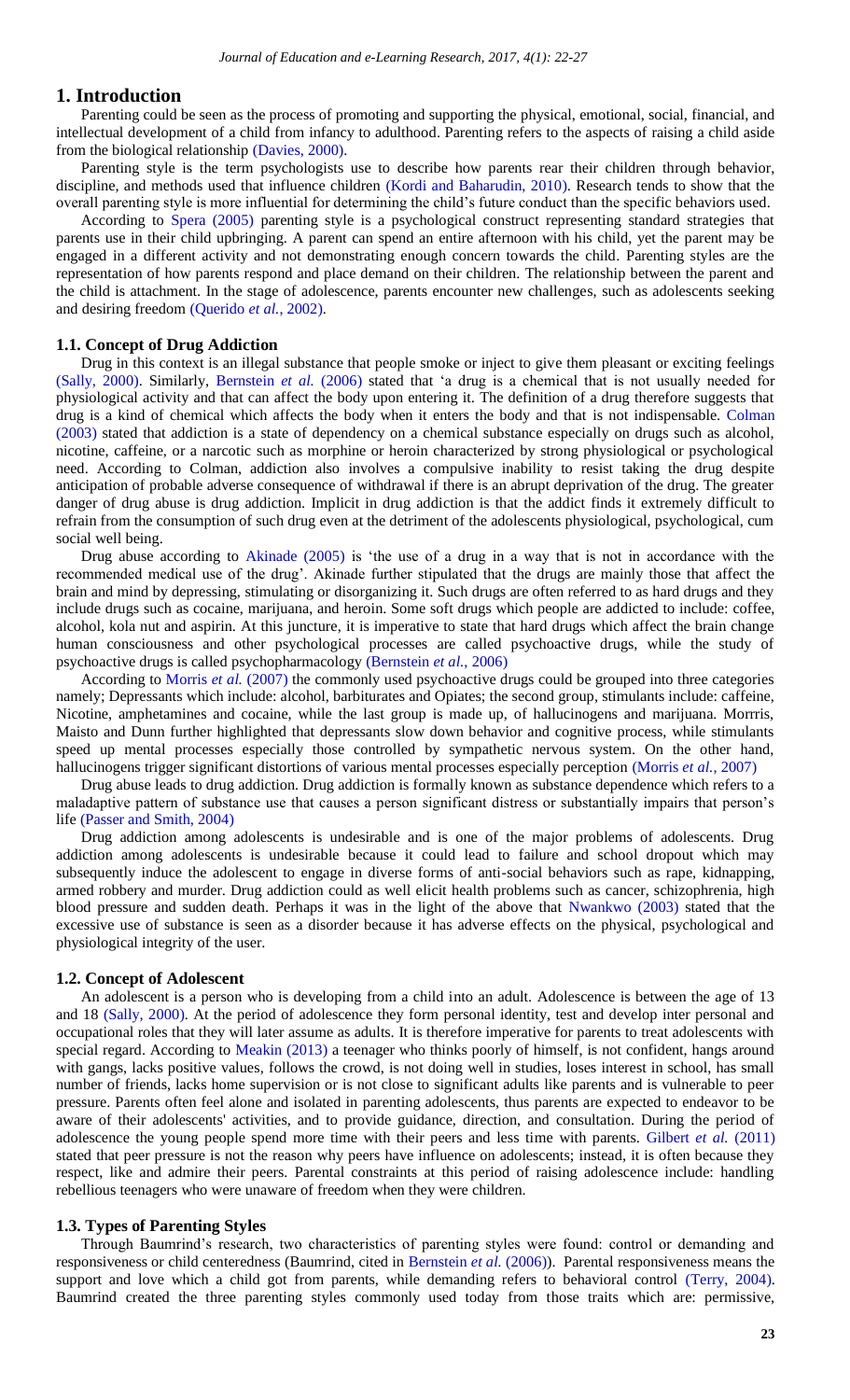# 1. Introduction

Parenting could be seen as the process of promoting and supporting the physical, emotional, social, financial, and intellectual development of a child from infancy to adulthood. Parenting refers to the aspects of raising a child aside from the biological relationship (Davies, 2000).

Parenting style is the term psychologists use to describe how parents rear their children through behavior, discipline, and methods used that influence children (Kordi and Baharudin, 2010). Research tends to show that the overall parenting style is more influential for determining the child's future conduct than the specific behaviors used.

According to Spera (2005) parenting style is a psychological construct representing standard strategies that parents use in their child upbringing. A parent can spend an entire afternoon with his child, yet the parent may be engaged in a different activity and not demonstrating enough concern towards the child. Parenting styles are the representation of how parents respond and place demand on their children. The relationship between the parent and the child is attachment. In the stage of adolescence, parents encounter new challenges, such as adolescents seeking and desiring freedom (Querido *et al.*, 2002).

## 1.1. Concept of Drug Addiction

Drug in this context is an illegal substance that people smoke or inject to give them pleasant or exciting feelings (Sally, 2000). Similarly, Bernstein *et al.* (2006) stated that 'a drug is a chemical that is not usually needed for physiological activity and that can affect the body upon entering it. The definition of a drug therefore suggests that drug is a kind of chemical which affects the body when it enters the body and that is not indispensable. Colman (2003) stated that addiction is a state of dependency on a chemical substance especially on drugs such as alcohol, nicotine, caffeine, or a narcotic such as morphine or heroin characterized by strong physiological or psychological need. According to Colman, addiction also involves a compulsive inability to resist taking the drug despite anticipation of probable adverse consequence of withdrawal if there is an abrupt deprivation of the drug. The greater danger of drug abuse is drug addiction. Implicit in drug addiction is that the addict finds it extremely difficult to refrain from the consumption of such drug even at the detriment of the adolescents physiological, psychological, cum social well being.

Drug abuse according to Akinade (2005) is 'the use of a drug in a way that is not in accordance with the recommended medical use of the drug'. Akinade further stipulated that the drugs are mainly those that affect the brain and mind by depressing, stimulating or disorganizing it. Such drugs are often referred to as hard drugs and they include drugs such as cocaine, marijuana, and heroin. Some soft drugs which people are addicted to include: coffee, alcohol, kola nut and aspirin. At this juncture, it is imperative to state that hard drugs which affect the brain change human consciousness and other psychological processes are called psychoactive drugs, while the study of psychoactive drugs is called psychopharmacology (Bernstein *et al.*, 2006)

According to Morris *et al.* (2007) the commonly used psychoactive drugs could be grouped into three categories namely; Depressants which include: alcohol, barbiturates and Opiates; the second group, stimulants include: caffeine, Nicotine, amphetamines and cocaine, while the last group is made up, of hallucinogens and marijuana. Morrris, Maisto and Dunn further highlighted that depressants slow down behavior and cognitive process, while stimulants speed up mental processes especially those controlled by sympathetic nervous system. On the other hand, hallucinogens trigger significant distortions of various mental processes especially perception (Morris *et al.*, 2007)

Drug abuse leads to drug addiction. Drug addiction is formally known as substance dependence which refers to a maladaptive pattern of substance use that causes a person significant distress or substantially impairs that person's life (Passer and Smith, 2004)

Drug addiction among adolescents is undesirable and is one of the major problems of adolescents. Drug addiction among adolescents is undesirable because it could lead to failure and school dropout which may subsequently induce the adolescent to engage in diverse forms of anti-social behaviors such as rape, kidnapping, armed robbery and murder. Drug addiction could as well elicit health problems such as cancer, schizophrenia, high blood pressure and sudden death. Perhaps it was in the light of the above that Nwankwo (2003) stated that the excessive use of substance is seen as a disorder because it has adverse effects on the physical, psychological and physiological integrity of the user.

## 1.2. Concept of Adolescent

An adolescent is a person who is developing from a child into an adult. Adolescence is between the age of 13 and 18 (Sally, 2000). At the period of adolescence they form personal identity, test and develop inter personal and occupational roles that they will later assume as adults. It is therefore imperative for parents to treat adolescents with special regard. According to Meakin (2013) a teenager who thinks poorly of himself, is not confident, hangs around with gangs, lacks positive values, follows the crowd, is not doing well in studies, loses interest in school, has small number of friends, lacks home supervision or is not close to significant adults like parents and is vulnerable to peer pressure. Parents often feel alone and isolated in parenting adolescents, thus parents are expected to endeavor to be aware of their adolescents' activities, and to provide guidance, direction, and consultation. During the period of adolescence the young people spend more time with their peers and less time with parents. Gilbert *et al.* (2011) stated that peer pressure is not the reason why peers have influence on adolescents; instead, it is often because they respect, like and admire their peers. Parental constraints at this period of raising adolescence include: handling rebellious teenagers who were unaware of freedom when they were children.

## 1.3. Types of Parenting Styles

Through Baumrind's research, two characteristics of parenting styles were found: control or demanding and responsiveness or child centeredness (Baumrind, cited in Bernstein *et al.* (2006)). Parental responsiveness means the support and love which a child got from parents, while demanding refers to behavioral control (Terry, 2004). Baumrind created the three parenting styles commonly used today from those traits which are: permissive,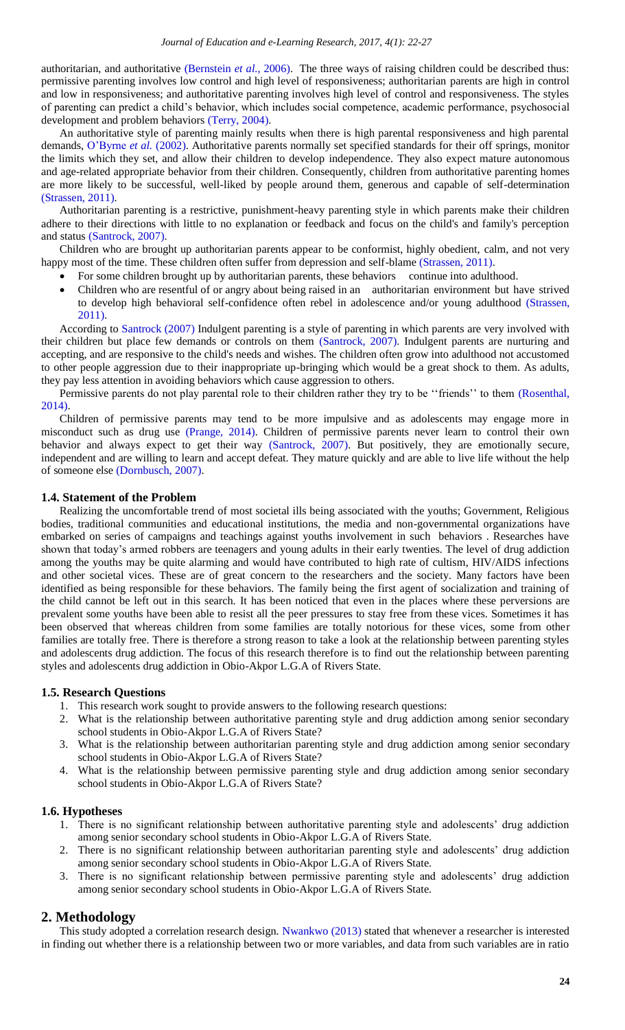authoritarian, and authoritative (Bernstein *et al.*, 2006). The three ways of raising children could be described thus: permissive parenting involves low control and high level of responsiveness; authoritarian parents are high in control and low in responsiveness; and authoritative parenting involves high level of control and responsiveness. The styles of parenting can predict a child's behavior, which includes social competence, academic performance, psychosocial development and problem behaviors (Terry, 2004).

An authoritative style of parenting mainly results when there is high parental responsiveness and high parental demands, O'Byrne *et al.* (2002). Authoritative parents normally set specified standards for their off springs, monitor the limits which they set, and allow their children to develop independence. They also expect mature autonomous and age-related appropriate behavior from their children. Consequently, children from authoritative parenting homes are more likely to be successful, well-liked by people around them, generous and capable of self-determination (Strassen, 2011).

Authoritarian parenting is a restrictive, punishment-heavy parenting style in which parents make their children adhere to their directions with little to no explanation or feedback and focus on the child's and family's perception and status (Santrock, 2007).

Children who are brought up authoritarian parents appear to be conformist, highly obedient, calm, and not very happy most of the time. These children often suffer from depression and self-blame (Strassen, 2011).

- For some children brought up by authoritarian parents, these behaviors continue into adulthood.
- Children who are resentful of or angry about being raised in an authoritarian environment but have strived to develop high behavioral self-confidence often rebel in adolescence and/or young adulthood (Strassen, 2011).

According to Santrock (2007) Indulgent parenting is a style of parenting in which parents are very involved with their children but place few demands or controls on them (Santrock, 2007). Indulgent parents are nurturing and accepting, and are responsive to the child's needs and wishes. The children often grow into adulthood not accustomed to other people aggression due to their inappropriate up-bringing which would be a great shock to them. As adults, they pay less attention in avoiding behaviors which cause aggression to others.

Permissive parents do not play parental role to their children rather they try to be ''friends'' to them (Rosenthal, 2014).

Children of permissive parents may tend to be more impulsive and as adolescents may engage more in misconduct such as drug use (Prange, 2014). Children of permissive parents never learn to control their own behavior and always expect to get their way (Santrock, 2007). But positively, they are emotionally secure, independent and are willing to learn and accept defeat. They mature quickly and are able to live life without the help of someone else (Dornbusch, 2007).

### 1.4. Statement of the Problem

Realizing the uncomfortable trend of most societal ills being associated with the youths; Government, Religious bodies, traditional communities and educational institutions, the media and non-governmental organizations have embarked on series of campaigns and teachings against youths involvement in such behaviors . Researches have shown that today's armed robbers are teenagers and young adults in their early twenties. The level of drug addiction among the youths may be quite alarming and would have contributed to high rate of cultism, HIV/AIDS infections and other societal vices. These are of great concern to the researchers and the society. Many factors have been identified as being responsible for these behaviors. The family being the first agent of socialization and training of the child cannot be left out in this search. It has been noticed that even in the places where these perversions are prevalent some youths have been able to resist all the peer pressures to stay free from these vices. Sometimes it has been observed that whereas children from some families are totally notorious for these vices, some from other families are totally free. There is therefore a strong reason to take a look at the relationship between parenting styles and adolescents drug addiction. The focus of this research therefore is to find out the relationship between parenting styles and adolescents drug addiction in Obio-Akpor L.G.A of Rivers State.

### 1.5. Research Questions

1. This research work sought to provide answers to the following research questions:
2. What is the relationship between authoritative parenting style and drug addiction among senior secondary school students in Obio-Akpor L.G.A of Rivers State?
3. What is the relationship between authoritarian parenting style and drug addiction among senior secondary school students in Obio-Akpor L.G.A of Rivers State?
4. What is the relationship between permissive parenting style and drug addiction among senior secondary school students in Obio-Akpor L.G.A of Rivers State?

### 1.6. Hypotheses

1. There is no significant relationship between authoritative parenting style and adolescents' drug addiction among senior secondary school students in Obio-Akpor L.G.A of Rivers State.
2. There is no significant relationship between authoritarian parenting style and adolescents' drug addiction among senior secondary school students in Obio-Akpor L.G.A of Rivers State.
3. There is no significant relationship between permissive parenting style and adolescents' drug addiction among senior secondary school students in Obio-Akpor L.G.A of Rivers State.

## 2. Methodology

This study adopted a correlation research design. Nwankwo (2013) stated that whenever a researcher is interested in finding out whether there is a relationship between two or more variables, and data from such variables are in ratio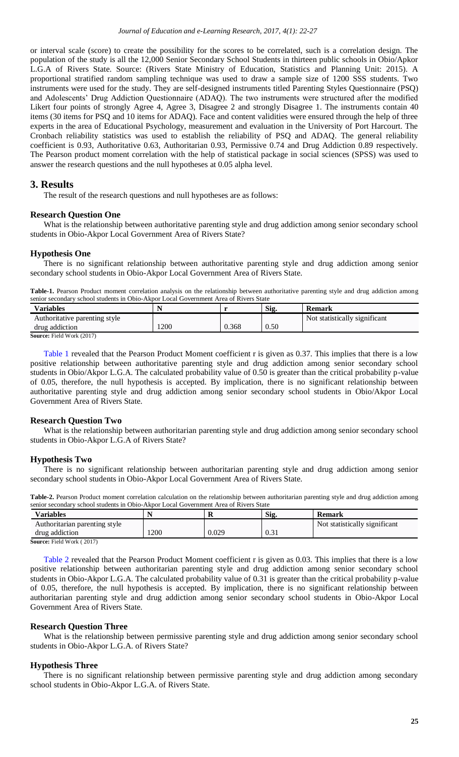or interval scale (score) to create the possibility for the scores to be correlated, such is a correlation design. The population of the study is all the 12,000 Senior Secondary School Students in thirteen public schools in Obio/Apkor L.G.A of Rivers State. Source: (Rivers State Ministry of Education, Statistics and Planning Unit: 2015). A proportional stratified random sampling technique was used to draw a sample size of 1200 SSS students. Two instruments were used for the study. They are self-designed instruments titled Parenting Styles Questionnaire (PSQ) and Adolescents' Drug Addiction Questionnaire (ADAQ). The two instruments were structured after the modified Likert four points of strongly Agree 4, Agree 3, Disagree 2 and strongly Disagree 1. The instruments contain 40 items (30 items for PSQ and 10 items for ADAQ). Face and content validities were ensured through the help of three experts in the area of Educational Psychology, measurement and evaluation in the University of Port Harcourt. The Cronbach reliability statistics was used to establish the reliability of PSQ and ADAQ. The general reliability coefficient is 0.93, Authoritative 0.63, Authoritarian 0.93, Permissive 0.74 and Drug Addiction 0.89 respectively. The Pearson product moment correlation with the help of statistical package in social sciences (SPSS) was used to answer the research questions and the null hypotheses at 0.05 alpha level.

## 3. Results

The result of the research questions and null hypotheses are as follows:

### Research Question One

What is the relationship between authoritative parenting style and drug addiction among senior secondary school students in Obio-Akpor Local Government Area of Rivers State?

### Hypothesis One

There is no significant relationship between authoritative parenting style and drug addiction among senior secondary school students in Obio-Akpor Local Government Area of Rivers State.

**Table-1.** Pearson Product moment correlation analysis on the relationship between authoritative parenting style and drug addiction among senior secondary school students in Obio-Akpor Local Government Area of Rivers State

| Variables | N | r | Sig. | Remark |
|---|---|---|---|---|
| Authoritative parenting style | | | | Not statistically significant |
| drug addiction | 1200 | 0.368 | 0.50 | |

**Source:** Field Work (2017)

Table 1 revealed that the Pearson Product Moment coefficient r is given as 0.37. This implies that there is a low positive relationship between authoritative parenting style and drug addiction among senior secondary school students in Obio/Akpor L.G.A. The calculated probability value of 0.50 is greater than the critical probability p-value of 0.05, therefore, the null hypothesis is accepted. By implication, there is no significant relationship between authoritative parenting style and drug addiction among senior secondary school students in Obio/Akpor Local Government Area of Rivers State.

### Research Question Two

What is the relationship between authoritarian parenting style and drug addiction among senior secondary school students in Obio-Akpor L.G.A of Rivers State?

### Hypothesis Two

There is no significant relationship between authoritarian parenting style and drug addiction among senior secondary school students in Obio-Akpor Local Government Area of Rivers State.

**Table-2.** Pearson Product moment correlation calculation on the relationship between authoritarian parenting style and drug addiction among senior secondary school students in Obio-Akpor Local Government Area of Rivers State

| Variables | N | R | Sig. | Remark |
|---|---|---|---|---|
| Authoritarian parenting style | | | | Not statistically significant |
| drug addiction | 1200 | 0.029 | 0.31 | |

**Source:** Field Work ( 2017)

Table 2 revealed that the Pearson Product Moment coefficient r is given as 0.03. This implies that there is a low positive relationship between authoritarian parenting style and drug addiction among senior secondary school students in Obio-Akpor L.G.A. The calculated probability value of 0.31 is greater than the critical probability p-value of 0.05, therefore, the null hypothesis is accepted. By implication, there is no significant relationship between authoritarian parenting style and drug addiction among senior secondary school students in Obio-Akpor Local Government Area of Rivers State.

### Research Question Three

What is the relationship between permissive parenting style and drug addiction among senior secondary school students in Obio-Akpor L.G.A. of Rivers State?

### Hypothesis Three

There is no significant relationship between permissive parenting style and drug addiction among secondary school students in Obio-Akpor L.G.A. of Rivers State.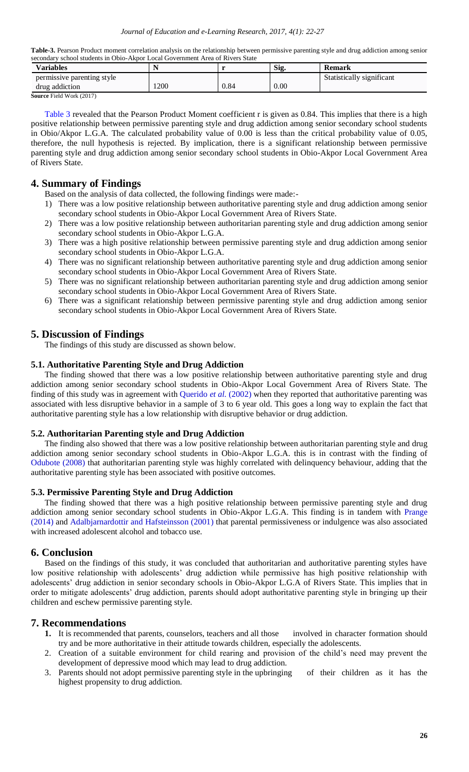**Table-3.** Pearson Product moment correlation analysis on the relationship between permissive parenting style and drug addiction among senior secondary school students in Obio-Akpor Local Government Area of Rivers State

| Variables | N | r | Sig. | Remark |
| --- | --- | --- | --- | --- |
| permissive parenting style<br>drug addiction | 1200 | 0.84 | 0.00 | Statistically significant |

**Source** Field Work (2017)

Table 3 revealed that the Pearson Product Moment coefficient r is given as 0.84. This implies that there is a high positive relationship between permissive parenting style and drug addiction among senior secondary school students in Obio/Akpor L.G.A. The calculated probability value of 0.00 is less than the critical probability value of 0.05, therefore, the null hypothesis is rejected. By implication, there is a significant relationship between permissive parenting style and drug addiction among senior secondary school students in Obio-Akpor Local Government Area of Rivers State.

## 4. Summary of Findings

Based on the analysis of data collected, the following findings were made:-

1) There was a low positive relationship between authoritative parenting style and drug addiction among senior secondary school students in Obio-Akpor Local Government Area of Rivers State.
2) There was a low positive relationship between authoritarian parenting style and drug addiction among senior secondary school students in Obio-Akpor L.G.A.
3) There was a high positive relationship between permissive parenting style and drug addiction among senior secondary school students in Obio-Akpor L.G.A.
4) There was no significant relationship between authoritative parenting style and drug addiction among senior secondary school students in Obio-Akpor Local Government Area of Rivers State.
5) There was no significant relationship between authoritarian parenting style and drug addiction among senior secondary school students in Obio-Akpor Local Government Area of Rivers State.
6) There was a significant relationship between permissive parenting style and drug addiction among senior secondary school students in Obio-Akpor Local Government Area of Rivers State.

## 5. Discussion of Findings

The findings of this study are discussed as shown below.

### 5.1. Authoritative Parenting Style and Drug Addiction

The finding showed that there was a low positive relationship between authoritative parenting style and drug addiction among senior secondary school students in Obio-Akpor Local Government Area of Rivers State. The finding of this study was in agreement with Querido *et al.* (2002) when they reported that authoritative parenting was associated with less disruptive behavior in a sample of 3 to 6 year old. This goes a long way to explain the fact that authoritative parenting style has a low relationship with disruptive behavior or drug addiction.

### 5.2. Authoritarian Parenting style and Drug Addiction

The finding also showed that there was a low positive relationship between authoritarian parenting style and drug addiction among senior secondary school students in Obio-Akpor L.G.A. this is in contrast with the finding of Odubote (2008) that authoritarian parenting style was highly correlated with delinquency behaviour, adding that the authoritative parenting style has been associated with positive outcomes.

### 5.3. Permissive Parenting Style and Drug Addiction

The finding showed that there was a high positive relationship between permissive parenting style and drug addiction among senior secondary school students in Obio-Akpor L.G.A. This finding is in tandem with Prange (2014) and Adalbjarnardottir and Hafsteinsson (2001) that parental permissiveness or indulgence was also associated with increased adolescent alcohol and tobacco use.

## 6. Conclusion

Based on the findings of this study, it was concluded that authoritarian and authoritative parenting styles have low positive relationship with adolescents' drug addiction while permissive has high positive relationship with adolescents' drug addiction in senior secondary schools in Obio-Akpor L.G.A of Rivers State. This implies that in order to mitigate adolescents' drug addiction, parents should adopt authoritative parenting style in bringing up their children and eschew permissive parenting style.

## 7. Recommendations

1. It is recommended that parents, counselors, teachers and all those involved in character formation should try and be more authoritative in their attitude towards children, especially the adolescents.
2. Creation of a suitable environment for child rearing and provision of the child's need may prevent the development of depressive mood which may lead to drug addiction.
3. Parents should not adopt permissive parenting style in the upbringing of their children as it has the highest propensity to drug addiction.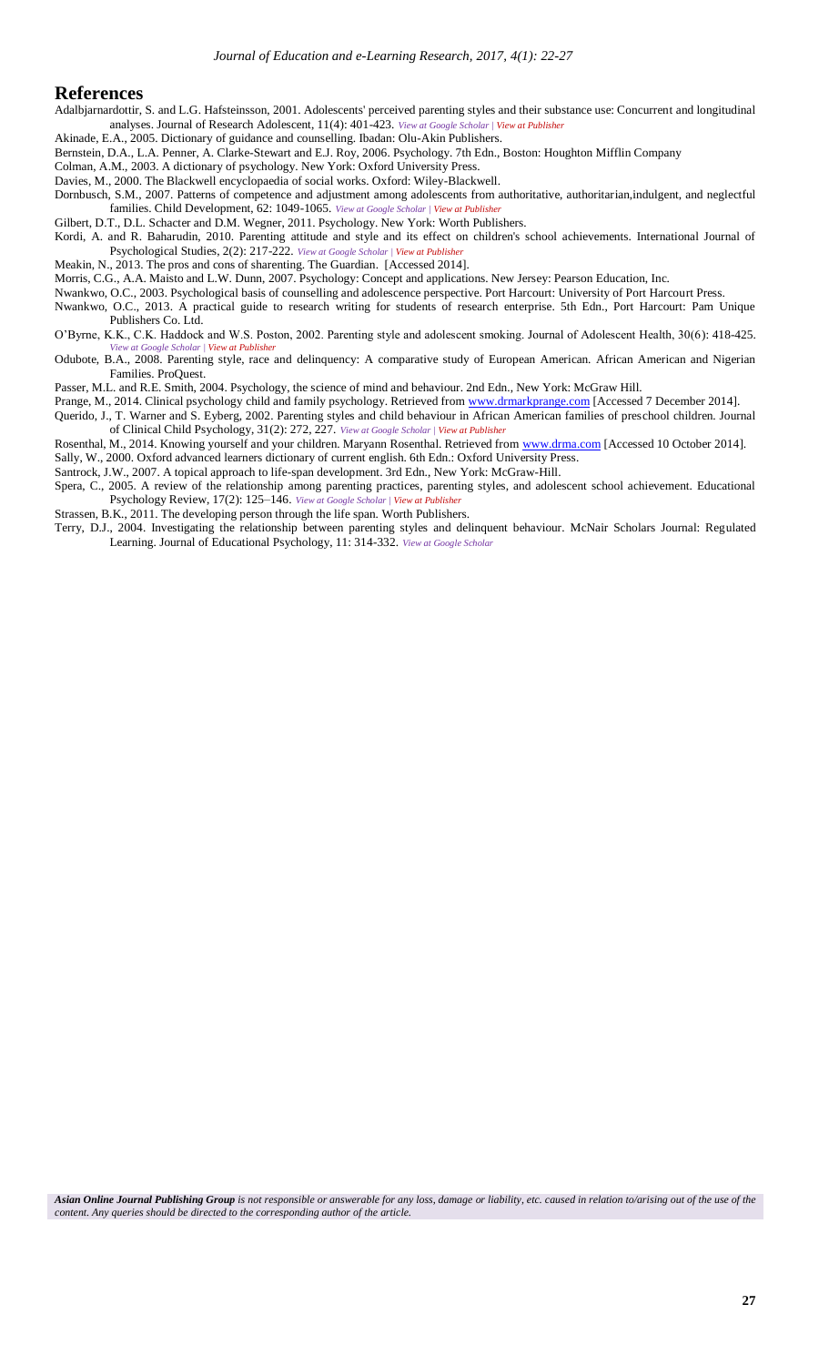## References

Adalbjarnardottir, S. and L.G. Hafsteinsson, 2001. Adolescents' perceived parenting styles and their substance use: Concurrent and longitudinal analyses. Journal of Research Adolescent, 11(4): 401-423. *View at Google Scholar | View at Publisher*

Akinade, E.A., 2005. Dictionary of guidance and counselling. Ibadan: Olu-Akin Publishers.

Bernstein, D.A., L.A. Penner, A. Clarke-Stewart and E.J. Roy, 2006. Psychology. 7th Edn., Boston: Houghton Mifflin Company

Colman, A.M., 2003. A dictionary of psychology. New York: Oxford University Press.

Davies, M., 2000. The Blackwell encyclopaedia of social works. Oxford: Wiley-Blackwell.

Dornbusch, S.M., 2007. Patterns of competence and adjustment among adolescents from authoritative, authoritarian,indulgent, and neglectful families. Child Development, 62: 1049-1065. *View at Google Scholar | View at Publisher*

Gilbert, D.T., D.L. Schacter and D.M. Wegner, 2011. Psychology. New York: Worth Publishers.

Kordi, A. and R. Baharudin, 2010. Parenting attitude and style and its effect on children's school achievements. International Journal of Psychological Studies, 2(2): 217-222. *View at Google Scholar | View at Publisher*

Meakin, N., 2013. The pros and cons of sharenting. The Guardian. [Accessed 2014].

Morris, C.G., A.A. Maisto and L.W. Dunn, 2007. Psychology: Concept and applications. New Jersey: Pearson Education, Inc.

Nwankwo, O.C., 2003. Psychological basis of counselling and adolescence perspective. Port Harcourt: University of Port Harcourt Press.

Nwankwo, O.C., 2013. A practical guide to research writing for students of research enterprise. 5th Edn., Port Harcourt: Pam Unique Publishers Co. Ltd.

O'Byrne, K.K., C.K. Haddock and W.S. Poston, 2002. Parenting style and adolescent smoking. Journal of Adolescent Health, 30(6): 418-425. *View at Google Scholar | View at Publisher*

Odubote, B.A., 2008. Parenting style, race and delinquency: A comparative study of European American. African American and Nigerian Families. ProQuest.

Passer, M.L. and R.E. Smith, 2004. Psychology, the science of mind and behaviour. 2nd Edn., New York: McGraw Hill.

Prange, M., 2014. Clinical psychology child and family psychology. Retrieved from www.drmarkprange.com [Accessed 7 December 2014].

Querido, J., T. Warner and S. Eyberg, 2002. Parenting styles and child behaviour in African American families of preschool children. Journal of Clinical Child Psychology, 31(2): 272, 227. *View at Google Scholar | View at Publisher*

Rosenthal, M., 2014. Knowing yourself and your children. Maryann Rosenthal. Retrieved from www.drma.com [Accessed 10 October 2014].

Sally, W., 2000. Oxford advanced learners dictionary of current english. 6th Edn.: Oxford University Press.

Santrock, J.W., 2007. A topical approach to life-span development. 3rd Edn., New York: McGraw-Hill.

Spera, C., 2005. A review of the relationship among parenting practices, parenting styles, and adolescent school achievement. Educational Psychology Review, 17(2): 125–146. *View at Google Scholar | View at Publisher*

Strassen, B.K., 2011. The developing person through the life span. Worth Publishers.

Terry, D.J., 2004. Investigating the relationship between parenting styles and delinquent behaviour. McNair Scholars Journal: Regulated Learning. Journal of Educational Psychology, 11: 314-332. *View at Google Scholar*

***Asian Online Journal Publishing Group** is not responsible or answerable for any loss, damage or liability, etc. caused in relation to/arising out of the use of the content. Any queries should be directed to the corresponding author of the article.*